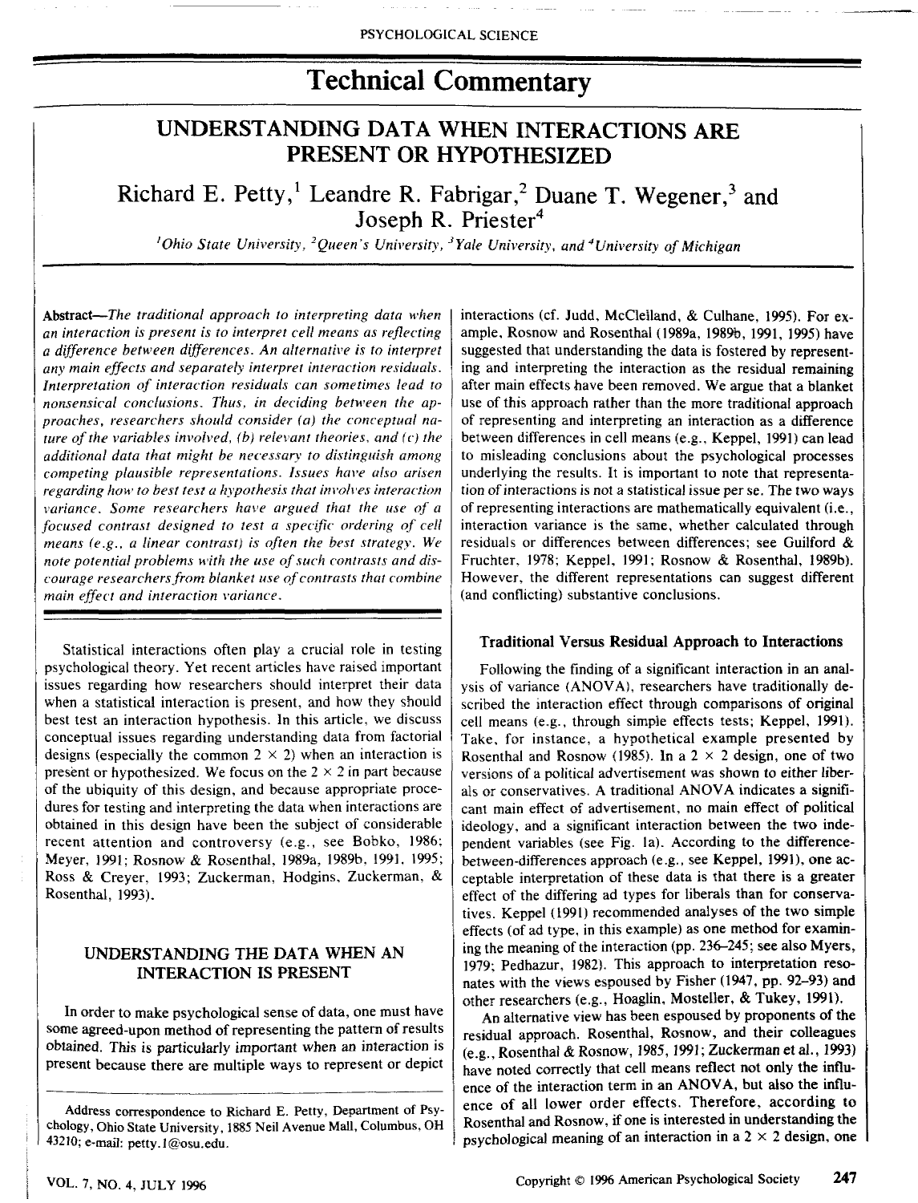# Technical Commentary

## UNDERSTANDING DATA WHEN INTERACTIONS ARE PRESENT OR HYPOTHESIZED

Richard E. Petty,[1] Leandre R. Fabrigar,[2] Duane T. Wegener,[3] and Joseph R. Priester[4]

[1]Ohio State University, [2]Queen's University, [3]Yale University, and [4]University of Michigan

**Abstract**—*The traditional approach to interpreting data when an interaction is present is to interpret cell means as reflecting a difference between differences. An alternative is to interpret any main effects and separately interpret interaction residuals. Interpretation of interaction residuals can sometimes lead to nonsensical conclusions. Thus, in deciding between the approaches, researchers should consider (a) the conceptual nature of the variables involved, (b) relevant theories, and (c) the additional data that might be necessary to distinguish among competing plausible representations. Issues have also arisen regarding how to best test a hypothesis that involves interaction variance. Some researchers have argued that the use of a focused contrast designed to test a specific ordering of cell means (e.g., a linear contrast) is often the best strategy. We note potential problems with the use of such contrasts and discourage researchers from blanket use of contrasts that combine main effect and interaction variance.*

Statistical interactions often play a crucial role in testing psychological theory. Yet recent articles have raised important issues regarding how researchers should interpret their data when a statistical interaction is present, and how they should best test an interaction hypothesis. In this article, we discuss conceptual issues regarding understanding data from factorial designs (especially the common 2 × 2) when an interaction is present or hypothesized. We focus on the 2 × 2 in part because of the ubiquity of this design, and because appropriate procedures for testing and interpreting the data when interactions are obtained in this design have been the subject of considerable recent attention and controversy (e.g., see Bobko, 1986; Meyer, 1991; Rosnow & Rosenthal, 1989a, 1989b, 1991, 1995; Ross & Creyer, 1993; Zuckerman, Hodgins, Zuckerman, & Rosenthal, 1993).

## UNDERSTANDING THE DATA WHEN AN INTERACTION IS PRESENT

In order to make psychological sense of data, one must have some agreed-upon method of representing the pattern of results obtained. This is particularly important when an interaction is present because there are multiple ways to represent or depict interactions (cf. Judd, McClelland, & Culhane, 1995). For example, Rosnow and Rosenthal (1989a, 1989b, 1991, 1995) have suggested that understanding the data is fostered by representing and interpreting the interaction as the residual remaining after main effects have been removed. We argue that a blanket use of this approach rather than the more traditional approach of representing and interpreting an interaction as a difference between differences in cell means (e.g., Keppel, 1991) can lead to misleading conclusions about the psychological processes underlying the results. It is important to note that representation of interactions is not a statistical issue per se. The two ways of representing interactions are mathematically equivalent (i.e., interaction variance is the same, whether calculated through residuals or differences between differences; see Guilford & Fruchter, 1978; Keppel, 1991; Rosnow & Rosenthal, 1989b). However, the different representations can suggest different (and conflicting) substantive conclusions.

### Traditional Versus Residual Approach to Interactions

Following the finding of a significant interaction in an analysis of variance (ANOVA), researchers have traditionally described the interaction effect through comparisons of original cell means (e.g., through simple effects tests; Keppel, 1991). Take, for instance, a hypothetical example presented by Rosenthal and Rosnow (1985). In a 2 × 2 design, one of two versions of a political advertisement was shown to either liberals or conservatives. A traditional ANOVA indicates a significant main effect of advertisement, no main effect of political ideology, and a significant interaction between the two independent variables (see Fig. 1a). According to the difference-between-differences approach (e.g., see Keppel, 1991), one acceptable interpretation of these data is that there is a greater effect of the differing ad types for liberals than for conservatives. Keppel (1991) recommended analyses of the two simple effects (of ad type, in this example) as one method for examining the meaning of the interaction (pp. 236–245; see also Myers, 1979; Pedhazur, 1982). This approach to interpretation resonates with the views espoused by Fisher (1947, pp. 92–93) and other researchers (e.g., Hoaglin, Mosteller, & Tukey, 1991).

An alternative view has been espoused by proponents of the residual approach. Rosenthal, Rosnow, and their colleagues (e.g., Rosenthal & Rosnow, 1985, 1991; Zuckerman et al., 1993) have noted correctly that cell means reflect not only the influence of the interaction term in an ANOVA, but also the influence of all lower order effects. Therefore, according to Rosenthal and Rosnow, if one is interested in understanding the psychological meaning of an interaction in a 2 × 2 design, one

Address correspondence to Richard E. Petty, Department of Psychology, Ohio State University, 1885 Neil Avenue Mall, Columbus, OH 43210; e-mail: petty.1@osu.edu.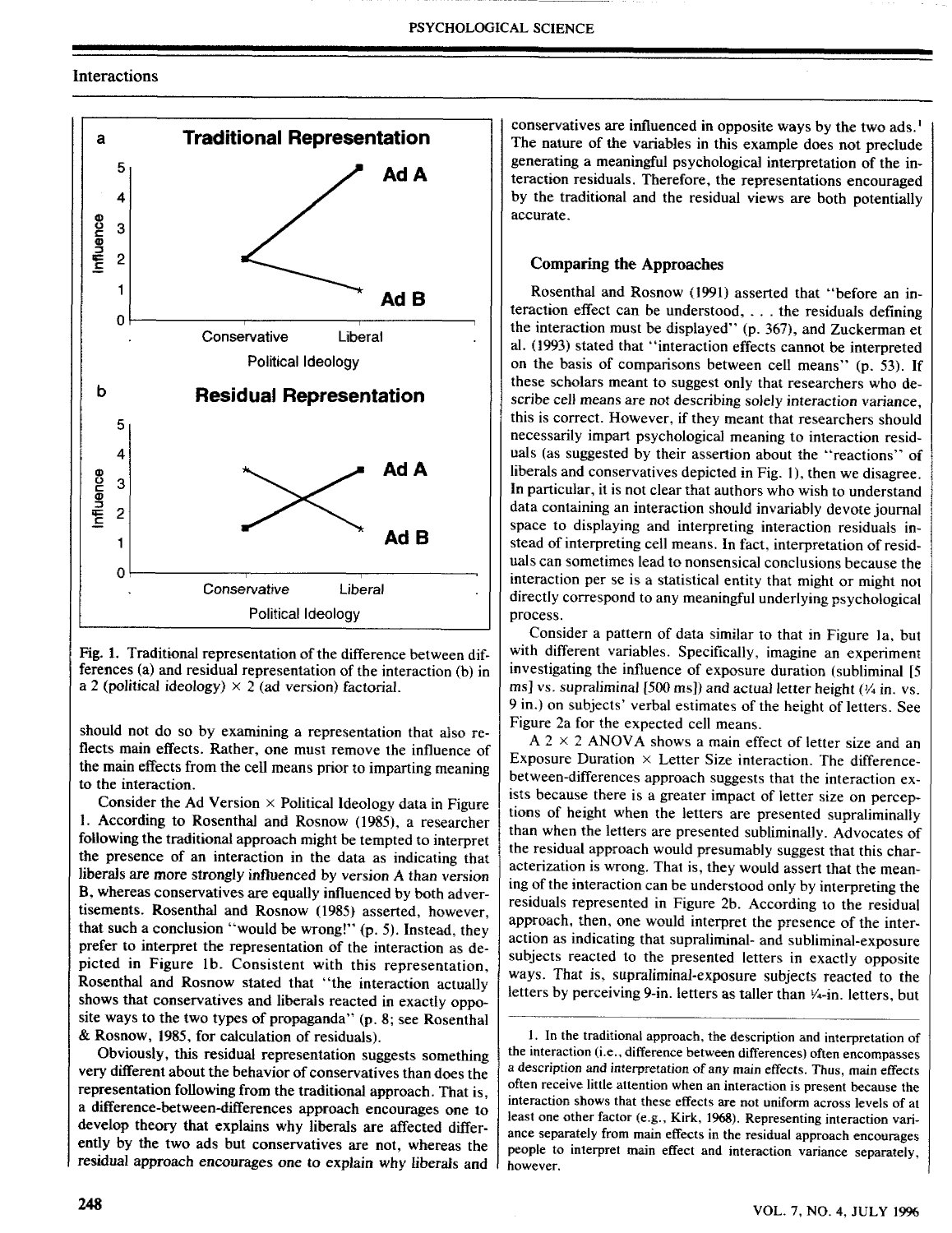## Interactions

Fig. 1. Traditional representation of the difference between differences (a) and residual representation of the interaction (b) in a 2 (political ideology) × 2 (ad version) factorial.

should not do so by examining a representation that also reflects main effects. Rather, one must remove the influence of the main effects from the cell means prior to imparting meaning to the interaction.

Consider the Ad Version × Political Ideology data in Figure 1. According to Rosenthal and Rosnow (1985), a researcher following the traditional approach might be tempted to interpret the presence of an interaction in the data as indicating that liberals are more strongly influenced by version A than version B, whereas conservatives are equally influenced by both advertisements. Rosenthal and Rosnow (1985) asserted, however, that such a conclusion "would be wrong!" (p. 5). Instead, they prefer to interpret the representation of the interaction as depicted in Figure 1b. Consistent with this representation, Rosenthal and Rosnow stated that "the interaction actually shows that conservatives and liberals reacted in exactly opposite ways to the two types of propaganda" (p. 8; see Rosenthal & Rosnow, 1985, for calculation of residuals).

Obviously, this residual representation suggests something very different about the behavior of conservatives than does the representation following from the traditional approach. That is, a difference-between-differences approach encourages one to develop theory that explains why liberals are affected differently by the two ads but conservatives are not, whereas the residual approach encourages one to explain why liberals and conservatives are influenced in opposite ways by the two ads.[1] The nature of the variables in this example does not preclude generating a meaningful psychological interpretation of the interaction residuals. Therefore, the representations encouraged by the traditional and the residual views are both potentially accurate.

### Comparing the Approaches

Rosenthal and Rosnow (1991) asserted that "before an interaction effect can be understood, . . . the residuals defining the interaction must be displayed" (p. 367), and Zuckerman et al. (1993) stated that "interaction effects cannot be interpreted on the basis of comparisons between cell means" (p. 53). If these scholars meant to suggest only that researchers who describe cell means are not describing solely interaction variance, this is correct. However, if they meant that researchers should necessarily impart psychological meaning to interaction residuals (as suggested by their assertion about the "reactions" of liberals and conservatives depicted in Fig. 1), then we disagree. In particular, it is not clear that authors who wish to understand data containing an interaction should invariably devote journal space to displaying and interpreting interaction residuals instead of interpreting cell means. In fact, interpretation of residuals can sometimes lead to nonsensical conclusions because the interaction per se is a statistical entity that might or might not directly correspond to any meaningful underlying psychological process.

Consider a pattern of data similar to that in Figure 1a, but with different variables. Specifically, imagine an experiment investigating the influence of exposure duration (subliminal [5 ms] vs. supraliminal [500 ms]) and actual letter height (¼ in. vs. 9 in.) on subjects' verbal estimates of the height of letters. See Figure 2a for the expected cell means.

A 2 × 2 ANOVA shows a main effect of letter size and an Exposure Duration × Letter Size interaction. The difference-between-differences approach suggests that the interaction exists because there is a greater impact of letter size on perceptions of height when the letters are presented supraliminally than when the letters are presented subliminally. Advocates of the residual approach would presumably suggest that this characterization is wrong. That is, they would assert that the meaning of the interaction can be understood only by interpreting the residuals represented in Figure 2b. According to the residual approach, then, one would interpret the presence of the interaction as indicating that supraliminal- and subliminal-exposure subjects reacted to the presented letters in exactly opposite ways. That is, supraliminal-exposure subjects reacted to the letters by perceiving 9-in. letters as taller than ¼-in. letters, but

[1] In the traditional approach, the description and interpretation of the interaction (i.e., difference between differences) often encompasses a description and interpretation of any main effects. Thus, main effects often receive little attention when an interaction is present because the interaction shows that these effects are not uniform across levels of at least one other factor (e.g., Kirk, 1968). Representing interaction variance separately from main effects in the residual approach encourages people to interpret main effect and interaction variance separately, however.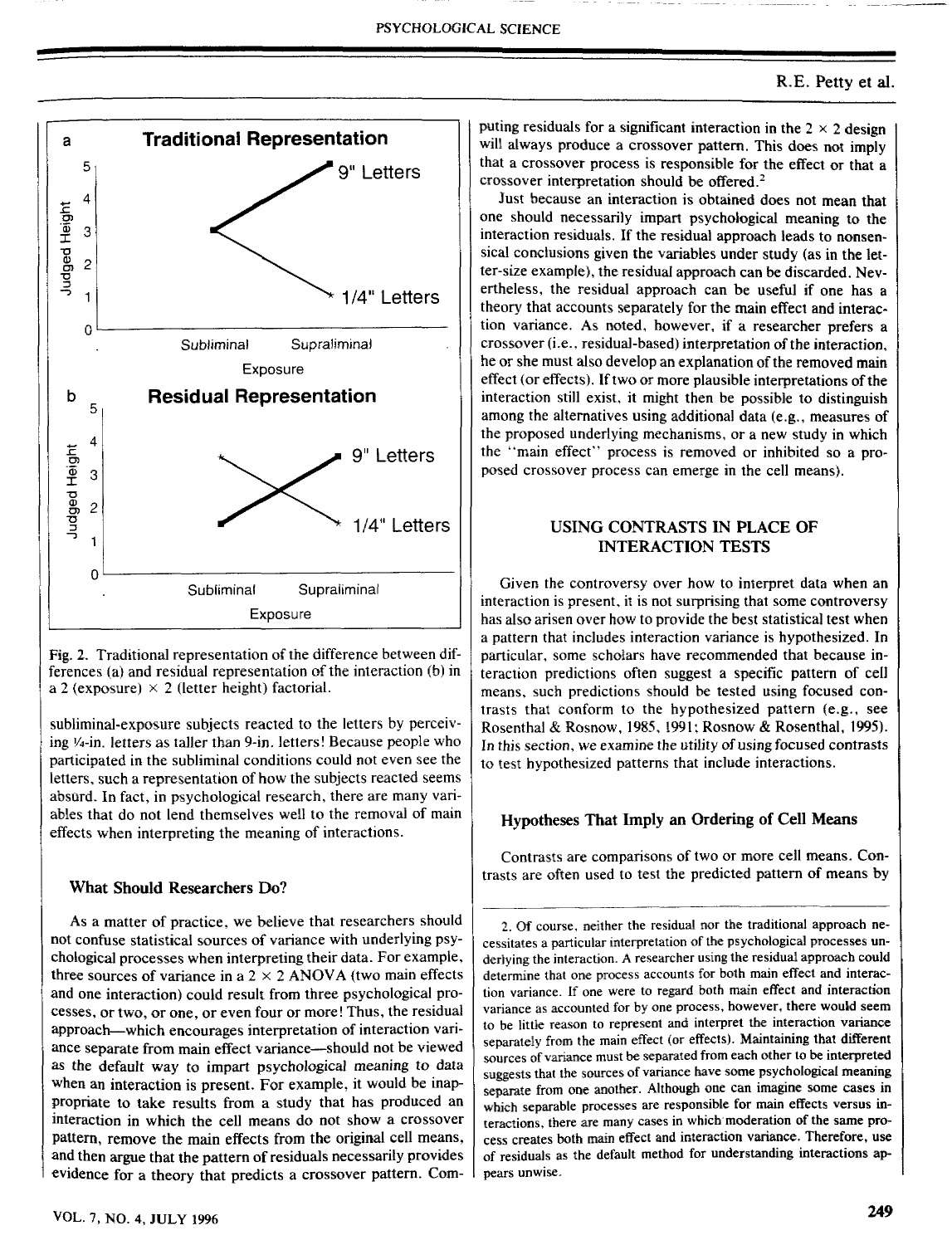Fig. 2. Traditional representation of the difference between differences (a) and residual representation of the interaction (b) in a 2 (exposure) × 2 (letter height) factorial.

subliminal-exposure subjects reacted to the letters by perceiving ¼-in. letters as taller than 9-in. letters! Because people who participated in the subliminal conditions could not even see the letters, such a representation of how the subjects reacted seems absurd. In fact, in psychological research, there are many variables that do not lend themselves well to the removal of main effects when interpreting the meaning of interactions.

### What Should Researchers Do?

As a matter of practice, we believe that researchers should not confuse statistical sources of variance with underlying psychological processes when interpreting their data. For example, three sources of variance in a 2 × 2 ANOVA (two main effects and one interaction) could result from three psychological processes, or two, or one, or even four or more! Thus, the residual approach—which encourages interpretation of interaction variance separate from main effect variance—should not be viewed as the default way to impart psychological meaning to data when an interaction is present. For example, it would be inappropriate to take results from a study that has produced an interaction in which the cell means do not show a crossover pattern, remove the main effects from the original cell means, and then argue that the pattern of residuals necessarily provides evidence for a theory that predicts a crossover pattern. Computing residuals for a significant interaction in the 2 × 2 design will always produce a crossover pattern. This does not imply that a crossover process is responsible for the effect or that a crossover interpretation should be offered.[2]

Just because an interaction is obtained does not mean that one should necessarily impart psychological meaning to the interaction residuals. If the residual approach leads to nonsensical conclusions given the variables under study (as in the letter-size example), the residual approach can be discarded. Nevertheless, the residual approach can be useful if one has a theory that accounts separately for the main effect and interaction variance. As noted, however, if a researcher prefers a crossover (i.e., residual-based) interpretation of the interaction, he or she must also develop an explanation of the removed main effect (or effects). If two or more plausible interpretations of the interaction still exist, it might then be possible to distinguish among the alternatives using additional data (e.g., measures of the proposed underlying mechanisms, or a new study in which the "main effect" process is removed or inhibited so a proposed crossover process can emerge in the cell means).

## USING CONTRASTS IN PLACE OF INTERACTION TESTS

Given the controversy over how to interpret data when an interaction is present, it is not surprising that some controversy has also arisen over how to provide the best statistical test when a pattern that includes interaction variance is hypothesized. In particular, some scholars have recommended that because interaction predictions often suggest a specific pattern of cell means, such predictions should be tested using focused contrasts that conform to the hypothesized pattern (e.g., see Rosenthal & Rosnow, 1985, 1991; Rosnow & Rosenthal, 1995). *In this section*, we examine the utility of using focused contrasts to test hypothesized patterns that include interactions.

### Hypotheses That Imply an Ordering of Cell Means

Contrasts are comparisons of two or more cell means. Contrasts are often used to test the predicted pattern of means by

2. Of course, neither the residual nor the traditional approach necessitates a particular interpretation of the psychological processes underlying the interaction. A researcher using the residual approach could determine that one process accounts for both main effect and interaction variance. If one were to regard both main effect and interaction variance as accounted for by one process, however, there would seem to be little reason to represent and interpret the interaction variance separately from the main effect (or effects). Maintaining that different sources of variance must be separated from each other to be interpreted suggests that the sources of variance have some psychological meaning separate from one another. Although one can imagine some cases in which separable processes are responsible for main effects versus interactions, there are many cases in which moderation of the same process creates both main effect and interaction variance. Therefore, use of residuals as the default method for understanding interactions appears unwise.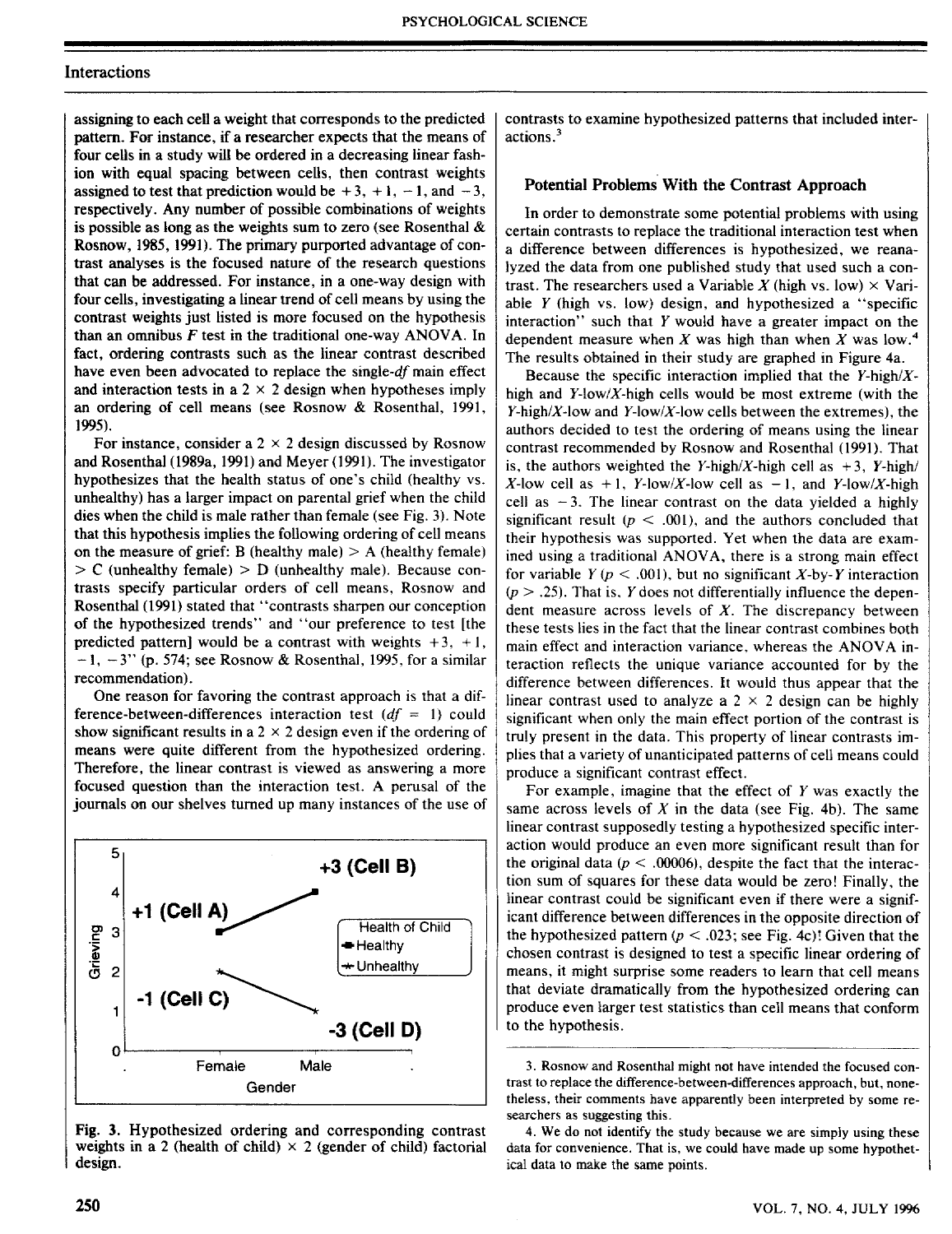assigning to each cell a weight that corresponds to the predicted pattern. For instance, if a researcher expects that the means of four cells in a study will be ordered in a decreasing linear fashion with equal spacing between cells, then contrast weights assigned to test that prediction would be +3, +1, −1, and −3, respectively. Any number of possible combinations of weights is possible as long as the weights sum to zero (see Rosenthal & Rosnow, 1985, 1991). The primary purported advantage of contrast analyses is the focused nature of the research questions that can be addressed. For instance, in a one-way design with four cells, investigating a linear trend of cell means by using the contrast weights just listed is more focused on the hypothesis than an omnibus *F* test in the traditional one-way ANOVA. In fact, ordering contrasts such as the linear contrast described have even been advocated to replace the single-*df* main effect and interaction tests in a 2 × 2 design when hypotheses imply an ordering of cell means (see Rosnow & Rosenthal, 1991, 1995).

For instance, consider a 2 × 2 design discussed by Rosnow and Rosenthal (1989a, 1991) and Meyer (1991). The investigator hypothesizes that the health status of one's child (healthy vs. unhealthy) has a larger impact on parental grief when the child dies when the child is male rather than female (see Fig. 3). Note that this hypothesis implies the following ordering of cell means on the measure of grief: B (healthy male) > A (healthy female) > C (unhealthy female) > D (unhealthy male). Because contrasts specify particular orders of cell means, Rosnow and Rosenthal (1991) stated that "contrasts sharpen our conception of the hypothesized trends" and "our preference to test [the predicted pattern] would be a contrast with weights +3, +1, −1, −3" (p. 574; see Rosnow & Rosenthal, 1995, for a similar recommendation).

One reason for favoring the contrast approach is that a difference-between-differences interaction test ($df = 1$) could show significant results in a 2 × 2 design even if the ordering of means were quite different from the hypothesized ordering. Therefore, the linear contrast is viewed as answering a more focused question than the interaction test. A perusal of the journals on our shelves turned up many instances of the use of contrasts to examine hypothesized patterns that included interactions.[3]

Fig. 3. Hypothesized ordering and corresponding contrast weights in a 2 (health of child) × 2 (gender of child) factorial design.

### Potential Problems With the Contrast Approach

In order to demonstrate some potential problems with using certain contrasts to replace the traditional interaction test when a difference between differences is hypothesized, we reanalyzed the data from one published study that used such a contrast. The researchers used a Variable *X* (high vs. low) × Variable *Y* (high vs. low) design, and hypothesized a "specific interaction" such that *Y* would have a greater impact on the dependent measure when *X* was high than when *X* was low.[4] The results obtained in their study are graphed in Figure 4a.

Because the specific interaction implied that the *Y*-high/*X*-high and *Y*-low/*X*-high cells would be most extreme (with the *Y*-high/*X*-low and *Y*-low/*X*-low cells between the extremes), the authors decided to test the ordering of means using the linear contrast recommended by Rosnow and Rosenthal (1991). That is, the authors weighted the *Y*-high/*X*-high cell as +3, *Y*-high/*X*-low cell as +1, *Y*-low/*X*-low cell as −1, and *Y*-low/*X*-high cell as −3. The linear contrast on the data yielded a highly significant result ($p < .001$), and the authors concluded that their hypothesis was supported. Yet when the data are examined using a traditional ANOVA, there is a strong main effect for variable *Y* ($p < .001$), but no significant *X*-by-*Y* interaction ($p > .25$). That is, *Y* does not differentially influence the dependent measure across levels of *X*. The discrepancy between these tests lies in the fact that the linear contrast combines both main effect and interaction variance, whereas the ANOVA interaction reflects the unique variance accounted for by the difference between differences. It would thus appear that the linear contrast used to analyze a 2 × 2 design can be highly significant when only the main effect portion of the contrast is truly present in the data. This property of linear contrasts implies that a variety of unanticipated patterns of cell means could produce a significant contrast effect.

For example, imagine that the effect of *Y* was exactly the same across levels of *X* in the data (see Fig. 4b). The same linear contrast supposedly testing a hypothesized specific interaction would produce an even more significant result than for the original data ($p < .00006$), despite the fact that the interaction sum of squares for these data would be zero! Finally, the linear contrast could be significant even if there were a significant difference between differences in the opposite direction of the hypothesized pattern ($p < .023$; see Fig. 4c)! Given that the chosen contrast is designed to test a specific linear ordering of means, it might surprise some readers to learn that cell means that deviate dramatically from the hypothesized ordering can produce even larger test statistics than cell means that conform to the hypothesis.

---

[3] Rosnow and Rosenthal might not have intended the focused contrast to replace the difference-between-differences approach, but, nonetheless, their comments have apparently been interpreted by some researchers as suggesting this.

[4] We do not identify the study because we are simply using these data for convenience. That is, we could have made up some hypothetical data to make the same points.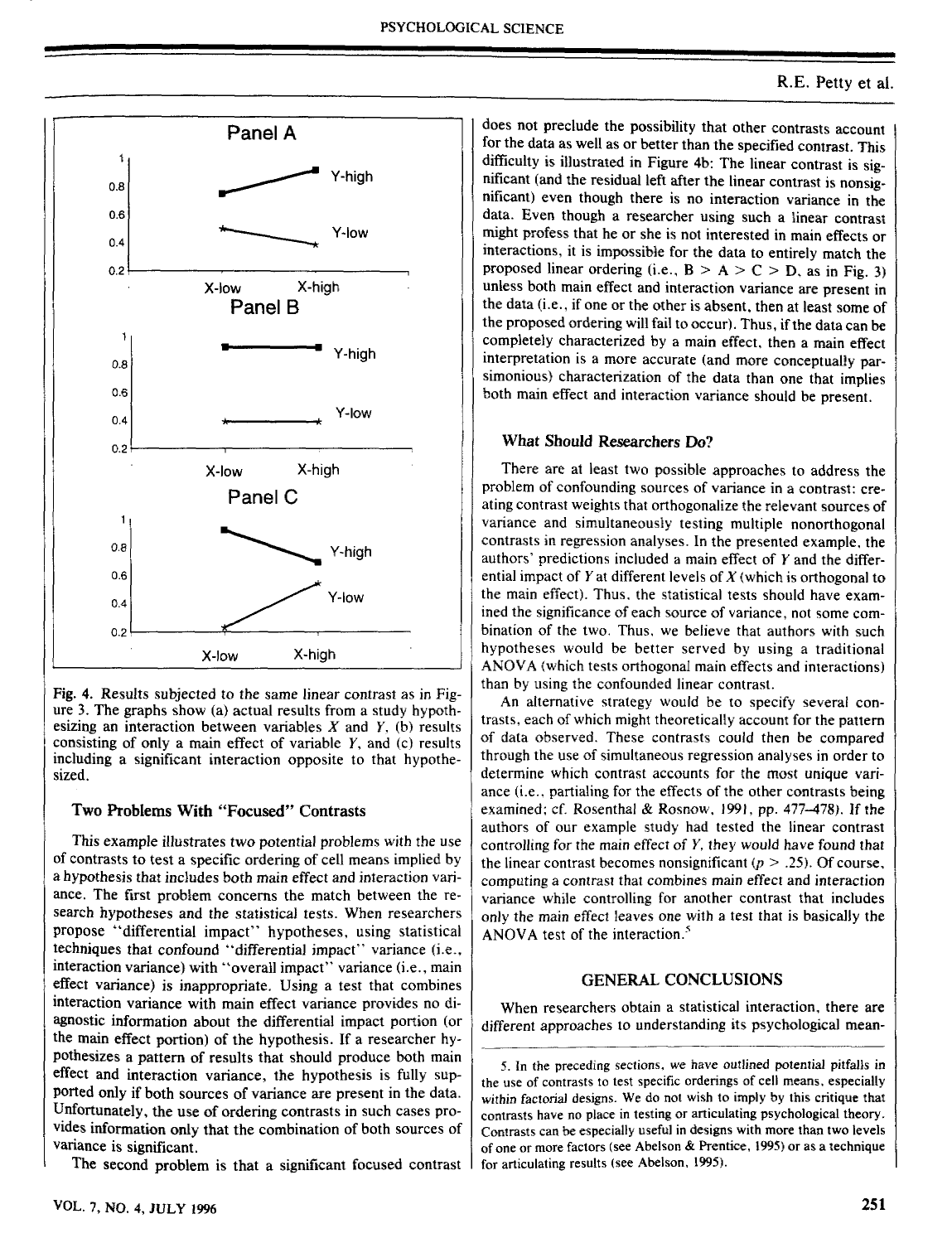Fig. 4. Results subjected to the same linear contrast as in Figure 3. The graphs show (a) actual results from a study hypothesizing an interaction between variables $X$ and $Y$, (b) results consisting of only a main effect of variable $Y$, and (c) results including a significant interaction opposite to that hypothesized.

### Two Problems With "Focused" Contrasts

This example illustrates two potential problems with the use of contrasts to test a specific ordering of cell means implied by a hypothesis that includes both main effect and interaction variance. The first problem concerns the match between the research hypotheses and the statistical tests. When researchers propose "differential impact" hypotheses, using statistical techniques that confound "differential impact" variance (i.e., interaction variance) with "overall impact" variance (i.e., main effect variance) is inappropriate. Using a test that combines interaction variance with main effect variance provides no diagnostic information about the differential impact portion (or the main effect portion) of the hypothesis. If a researcher hypothesizes a pattern of results that should produce both main effect and interaction variance, the hypothesis is fully supported only if both sources of variance are present in the data. Unfortunately, the use of ordering contrasts in such cases provides information only that the combination of both sources of variance is significant.

The second problem is that a significant focused contrast does not preclude the possibility that other contrasts account for the data as well as or better than the specified contrast. This difficulty is illustrated in Figure 4b: The linear contrast is significant (and the residual left after the linear contrast is nonsignificant) even though there is no interaction variance in the data. Even though a researcher using such a linear contrast might profess that he or she is not interested in main effects or interactions, it is impossible for the data to entirely match the proposed linear ordering (i.e., B > A > C > D, as in Fig. 3) unless both main effect and interaction variance are present in the data (i.e., if one or the other is absent, then at least some of the proposed ordering will fail to occur). Thus, if the data can be completely characterized by a main effect, then a main effect interpretation is a more accurate (and more conceptually parsimonious) characterization of the data than one that implies both main effect and interaction variance should be present.

### What Should Researchers Do?

There are at least two possible approaches to address the problem of confounding sources of variance in a contrast: creating contrast weights that orthogonalize the relevant sources of variance and simultaneously testing multiple nonorthogonal contrasts in regression analyses. In the presented example, the authors' predictions included a main effect of $Y$ and the differential impact of $Y$ at different levels of $X$ (which is orthogonal to the main effect). Thus, the statistical tests should have examined the significance of each source of variance, not some combination of the two. Thus, we believe that authors with such hypotheses would be better served by using a traditional ANOVA (which tests orthogonal main effects and interactions) than by using the confounded linear contrast.

An alternative strategy would be to specify several contrasts, each of which might theoretically account for the pattern of data observed. These contrasts could then be compared through the use of simultaneous regression analyses in order to determine which contrast accounts for the most unique variance (i.e., partialing for the effects of the other contrasts being examined; cf. Rosenthal & Rosnow, 1991, pp. 477–478). If the authors of our example study had tested the linear contrast controlling for the main effect of $Y$, they would have found that the linear contrast becomes nonsignificant ($p > .25$). Of course, computing a contrast that combines main effect and interaction variance while controlling for another contrast that includes only the main effect leaves one with a test that is basically the ANOVA test of the interaction.[5]

## GENERAL CONCLUSIONS

When researchers obtain a statistical interaction, there are different approaches to understanding its psychological mean-

[5] In the preceding sections, we have outlined potential pitfalls in the use of contrasts to test specific orderings of cell means, especially within factorial designs. We do not wish to imply by this critique that contrasts have no place in testing or articulating psychological theory. Contrasts can be especially useful in designs with more than two levels of one or more factors (see Abelson & Prentice, 1995) or as a technique for articulating results (see Abelson, 1995).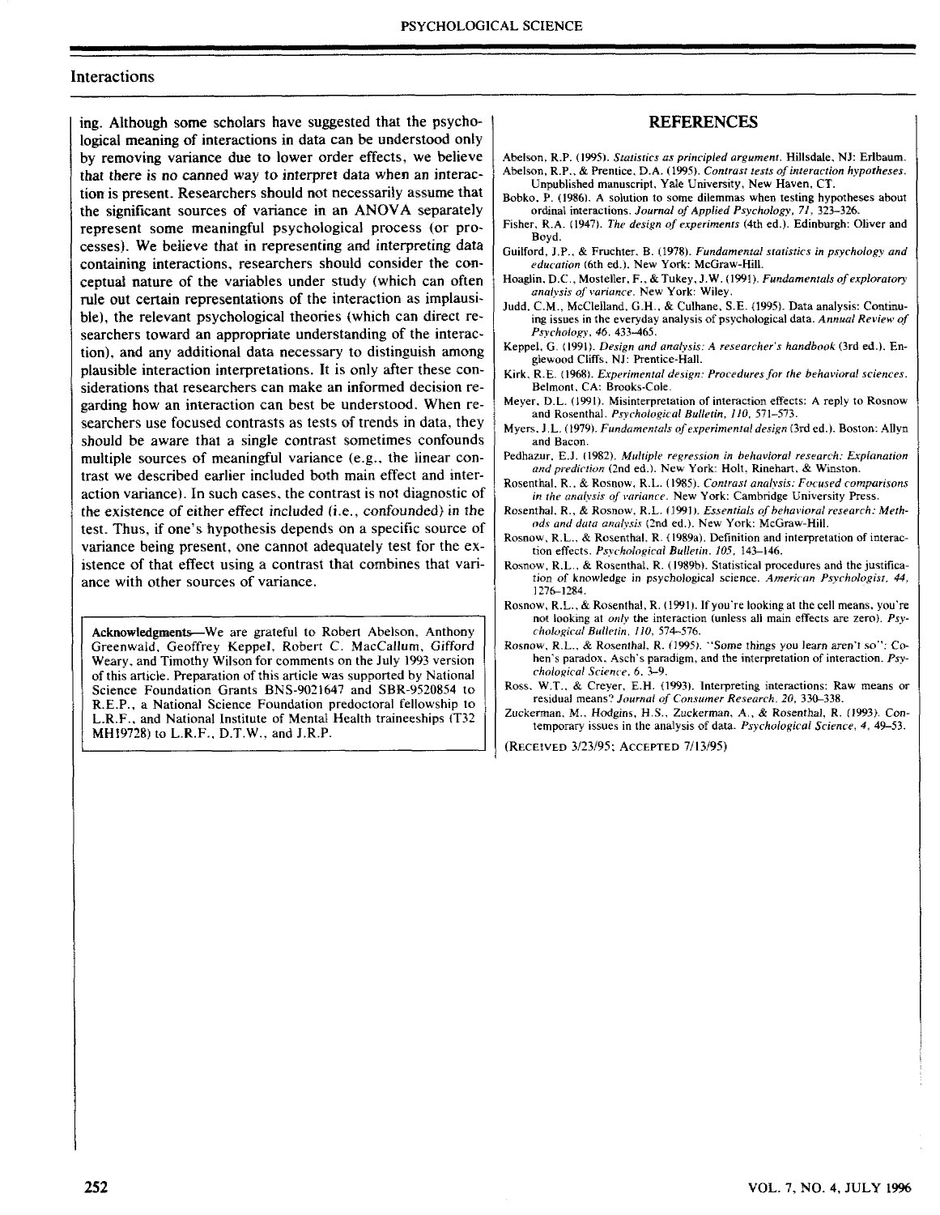ing. Although some scholars have suggested that the psychological meaning of interactions in data can be understood only by removing variance due to lower order effects, we believe that there is no canned way to interpret data when an interaction is present. Researchers should not necessarily assume that the significant sources of variance in an ANOVA separately represent some meaningful psychological process (or processes). We believe that in representing and interpreting data containing interactions, researchers should consider the conceptual nature of the variables under study (which can often rule out certain representations of the interaction as implausible), the relevant psychological theories (which can direct researchers toward an appropriate understanding of the interaction), and any additional data necessary to distinguish among plausible interaction interpretations. It is only after these considerations that researchers can make an informed decision regarding how an interaction can best be understood. When researchers use focused contrasts as tests of trends in data, they should be aware that a single contrast sometimes confounds multiple sources of meaningful variance (e.g., the linear contrast we described earlier included both main effect and interaction variance). In such cases, the contrast is not diagnostic of the existence of either effect included (i.e., confounded) in the test. Thus, if one's hypothesis depends on a specific source of variance being present, one cannot adequately test for the existence of that effect using a contrast that combines that variance with other sources of variance.

**Acknowledgments**—We are grateful to Robert Abelson, Anthony Greenwald, Geoffrey Keppel, Robert C. MacCallum, Gifford Weary, and Timothy Wilson for comments on the July 1993 version of this article. Preparation of this article was supported by National Science Foundation Grants BNS-9021647 and SBR-9520854 to R.E.P., a National Science Foundation predoctoral fellowship to L.R.F., and National Institute of Mental Health traineeships (T32 MH19728) to L.R.F., D.T.W., and J.R.P.

## REFERENCES

Abelson, R.P. (1995). *Statistics as principled argument*. Hillsdale, NJ: Erlbaum.

Abelson, R.P., & Prentice, D.A. (1995). *Contrast tests of interaction hypotheses*. Unpublished manuscript, Yale University, New Haven, CT.

Bobko, P. (1986). A solution to some dilemmas when testing hypotheses about ordinal interactions. *Journal of Applied Psychology, 71*, 323–326.

Fisher, R.A. (1947). *The design of experiments* (4th ed.). Edinburgh: Oliver and Boyd.

Guilford, J.P., & Fruchter, B. (1978). *Fundamental statistics in psychology and education* (6th ed.). New York: McGraw-Hill.

Hoaglin, D.C., Mosteller, F., & Tukey, J.W. (1991). *Fundamentals of exploratory analysis of variance*. New York: Wiley.

Judd, C.M., McClelland, G.H., & Culhane, S.E. (1995). Data analysis: Continuing issues in the everyday analysis of psychological data. *Annual Review of Psychology, 46*, 433–465.

Keppel, G. (1991). *Design and analysis: A researcher's handbook* (3rd ed.). Englewood Cliffs, NJ: Prentice-Hall.

Kirk, R.E. (1968). *Experimental design: Procedures for the behavioral sciences*. Belmont, CA: Brooks-Cole.

Meyer, D.L. (1991). Misinterpretation of interaction effects: A reply to Rosnow and Rosenthal. *Psychological Bulletin, 110*, 571–573.

Myers, J.L. (1979). *Fundamentals of experimental design* (3rd ed.). Boston: Allyn and Bacon.

Pedhazur, E.J. (1982). *Multiple regression in behavioral research: Explanation and prediction* (2nd ed.). New York: Holt, Rinehart, & Winston.

Rosenthal, R., & Rosnow, R.L. (1985). *Contrast analysis: Focused comparisons in the analysis of variance*. New York: Cambridge University Press.

Rosenthal, R., & Rosnow, R.L. (1991). *Essentials of behavioral research: Methods and data analysis* (2nd ed.). New York: McGraw-Hill.

Rosnow, R.L., & Rosenthal, R. (1989a). Definition and interpretation of interaction effects. *Psychological Bulletin, 105*, 143–146.

Rosnow, R.L., & Rosenthal, R. (1989b). Statistical procedures and the justification of knowledge in psychological science. *American Psychologist, 44*, 1276–1284.

Rosnow, R.L., & Rosenthal, R. (1991). If you're looking at the cell means, you're not looking at *only* the interaction (unless all main effects are zero). *Psychological Bulletin, 110*, 574–576.

Rosnow, R.L., & Rosenthal, R. (1995). "Some things you learn aren't so": Cohen's paradox, Asch's paradigm, and the interpretation of interaction. *Psychological Science, 6*, 3–9.

Ross, W.T., & Creyer, E.H. (1993). Interpreting interactions: Raw means or residual means? *Journal of Consumer Research, 20*, 330–338.

Zuckerman, M., Hodgins, H.S., Zuckerman, A., & Rosenthal, R. (1993). Contemporary issues in the analysis of data. *Psychological Science, 4*, 49–53.

(RECEIVED 3/23/95; ACCEPTED 7/13/95)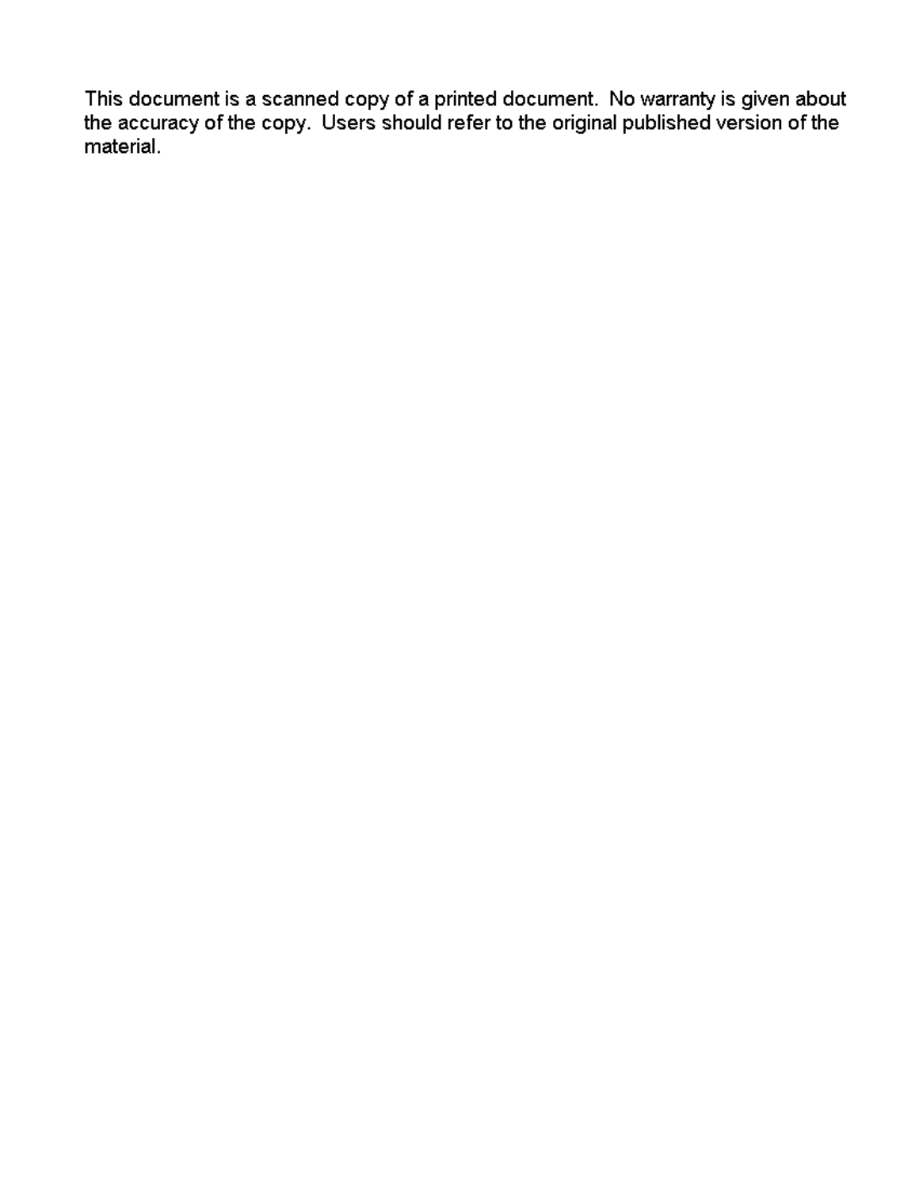This document is a scanned copy of a printed document. No warranty is given about the accuracy of the copy. Users should refer to the original published version of the material.